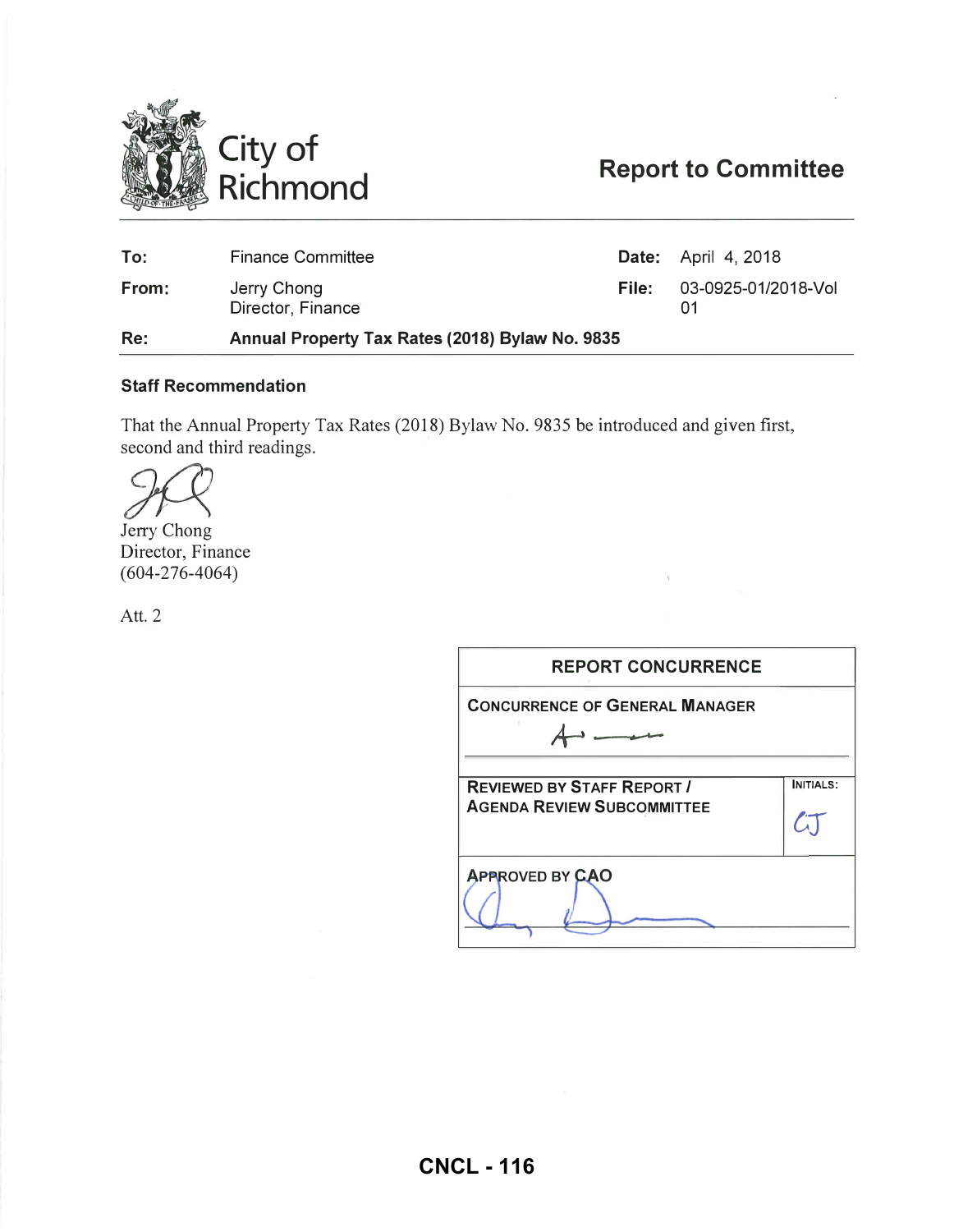# City of Richmond

## Report to Committee

| | | | |
|---|---|---|---|
| **To:** | Finance Committee | **Date:** | April 4, 2018 |
| **From:** | Jerry Chong<br>Director, Finance | **File:** | 03-0925-01/2018-Vol 01 |
| **Re:** | **Annual Property Tax Rates (2018) Bylaw No. 9835** | | |

### Staff Recommendation

That the Annual Property Tax Rates (2018) Bylaw No. 9835 be introduced and given first, second and third readings.

Jerry Chong
Director, Finance
(604-276-4064)

Att. 2

| REPORT CONCURRENCE | |
|---|---|
| CONCURRENCE OF GENERAL MANAGER | |
| REVIEWED BY STAFF REPORT / AGENDA REVIEW SUBCOMMITTEE | INITIALS: CJ |
| APPROVED BY CAO | |

CNCL - 116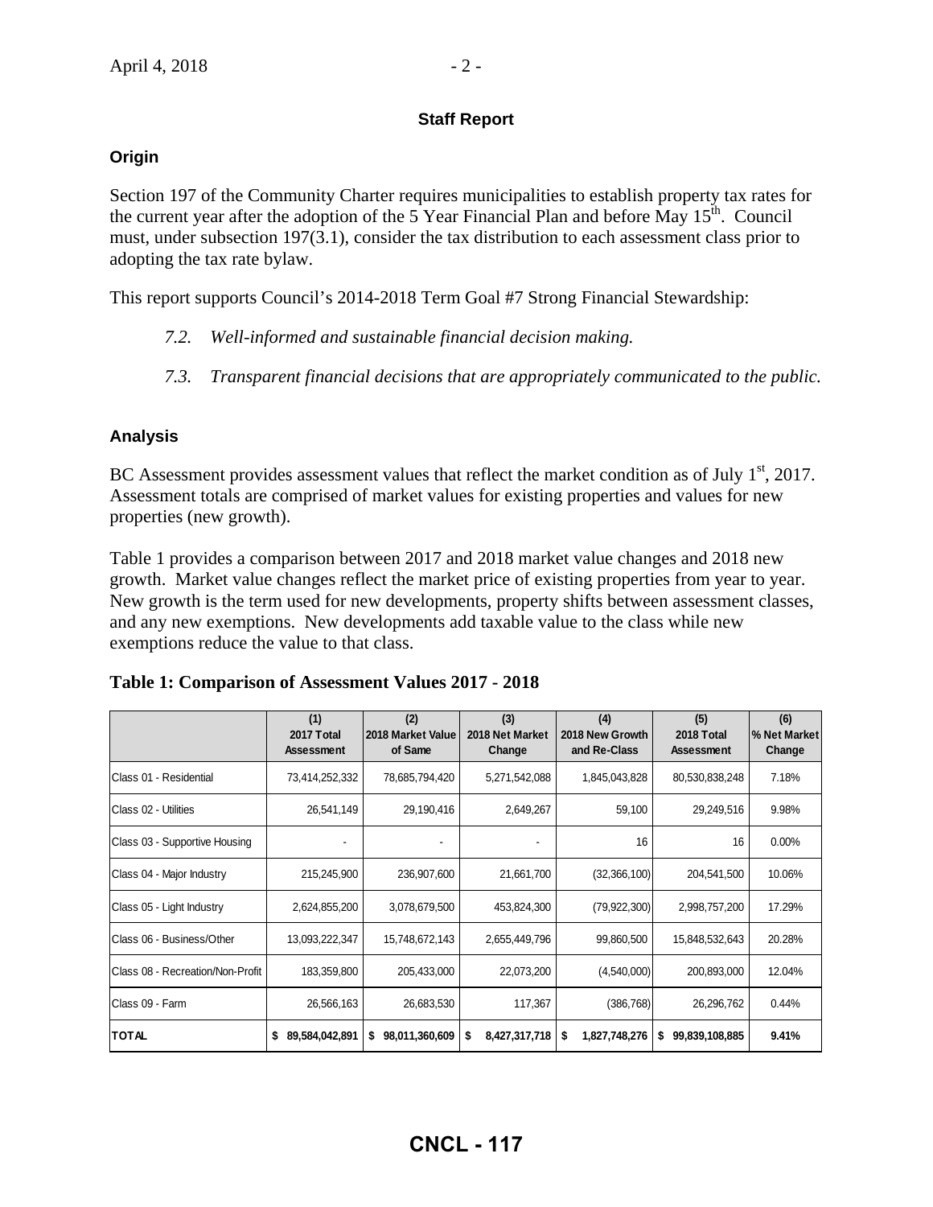## Staff Report

### Origin

Section 197 of the Community Charter requires municipalities to establish property tax rates for the current year after the adoption of the 5 Year Financial Plan and before May 15th. Council must, under subsection 197(3.1), consider the tax distribution to each assessment class prior to adopting the tax rate bylaw.

This report supports Council's 2014-2018 Term Goal #7 Strong Financial Stewardship:

*7.2. Well-informed and sustainable financial decision making.*

*7.3. Transparent financial decisions that are appropriately communicated to the public.*

### Analysis

BC Assessment provides assessment values that reflect the market condition as of July 1st, 2017. Assessment totals are comprised of market values for existing properties and values for new properties (new growth).

Table 1 provides a comparison between 2017 and 2018 market value changes and 2018 new growth. Market value changes reflect the market price of existing properties from year to year. New growth is the term used for new developments, property shifts between assessment classes, and any new exemptions. New developments add taxable value to the class while new exemptions reduce the value to that class.

**Table 1: Comparison of Assessment Values 2017 - 2018**

| | (1) 2017 Total Assessment | (2) 2018 Market Value of Same | (3) 2018 Net Market Change | (4) 2018 New Growth and Re-Class | (5) 2018 Total Assessment | (6) % Net Market Change |
|---|---|---|---|---|---|---|
| Class 01 - Residential | 73,414,252,332 | 78,685,794,420 | 5,271,542,088 | 1,845,043,828 | 80,530,838,248 | 7.18% |
| Class 02 - Utilities | 26,541,149 | 29,190,416 | 2,649,267 | 59,100 | 29,249,516 | 9.98% |
| Class 03 - Supportive Housing | - | - | - | 16 | 16 | 0.00% |
| Class 04 - Major Industry | 215,245,900 | 236,907,600 | 21,661,700 | (32,366,100) | 204,541,500 | 10.06% |
| Class 05 - Light Industry | 2,624,855,200 | 3,078,679,500 | 453,824,300 | (79,922,300) | 2,998,757,200 | 17.29% |
| Class 06 - Business/Other | 13,093,222,347 | 15,748,672,143 | 2,655,449,796 | 99,860,500 | 15,848,532,643 | 20.28% |
| Class 08 - Recreation/Non-Profit | 183,359,800 | 205,433,000 | 22,073,200 | (4,540,000) | 200,893,000 | 12.04% |
| Class 09 - Farm | 26,566,163 | 26,683,530 | 117,367 | (386,768) | 26,296,762 | 0.44% |
| **TOTAL** | **$ 89,584,042,891** | **$ 98,011,360,609** | **$ 8,427,317,718** | **$ 1,827,748,276** | **$ 99,839,108,885** | **9.41%** |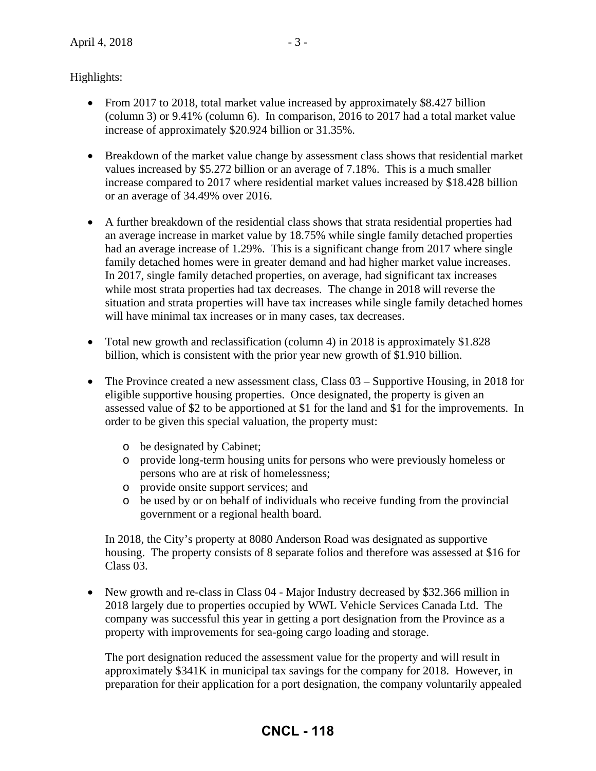Highlights:

- From 2017 to 2018, total market value increased by approximately $8.427 billion (column 3) or 9.41% (column 6). In comparison, 2016 to 2017 had a total market value increase of approximately $20.924 billion or 31.35%.

- Breakdown of the market value change by assessment class shows that residential market values increased by $5.272 billion or an average of 7.18%. This is a much smaller increase compared to 2017 where residential market values increased by $18.428 billion or an average of 34.49% over 2016.

- A further breakdown of the residential class shows that strata residential properties had an average increase in market value by 18.75% while single family detached properties had an average increase of 1.29%. This is a significant change from 2017 where single family detached homes were in greater demand and had higher market value increases. In 2017, single family detached properties, on average, had significant tax increases while most strata properties had tax decreases. The change in 2018 will reverse the situation and strata properties will have tax increases while single family detached homes will have minimal tax increases or in many cases, tax decreases.

- Total new growth and reclassification (column 4) in 2018 is approximately $1.828 billion, which is consistent with the prior year new growth of $1.910 billion.

- The Province created a new assessment class, Class 03 – Supportive Housing, in 2018 for eligible supportive housing properties. Once designated, the property is given an assessed value of $2 to be apportioned at $1 for the land and $1 for the improvements. In order to be given this special valuation, the property must:

  - be designated by Cabinet;
  - provide long-term housing units for persons who were previously homeless or persons who are at risk of homelessness;
  - provide onsite support services; and
  - be used by or on behalf of individuals who receive funding from the provincial government or a regional health board.

  In 2018, the City's property at 8080 Anderson Road was designated as supportive housing. The property consists of 8 separate folios and therefore was assessed at $16 for Class 03.

- New growth and re-class in Class 04 - Major Industry decreased by $32.366 million in 2018 largely due to properties occupied by WWL Vehicle Services Canada Ltd. The company was successful this year in getting a port designation from the Province as a property with improvements for sea-going cargo loading and storage.

  The port designation reduced the assessment value for the property and will result in approximately $341K in municipal tax savings for the company for 2018. However, in preparation for their application for a port designation, the company voluntarily appealed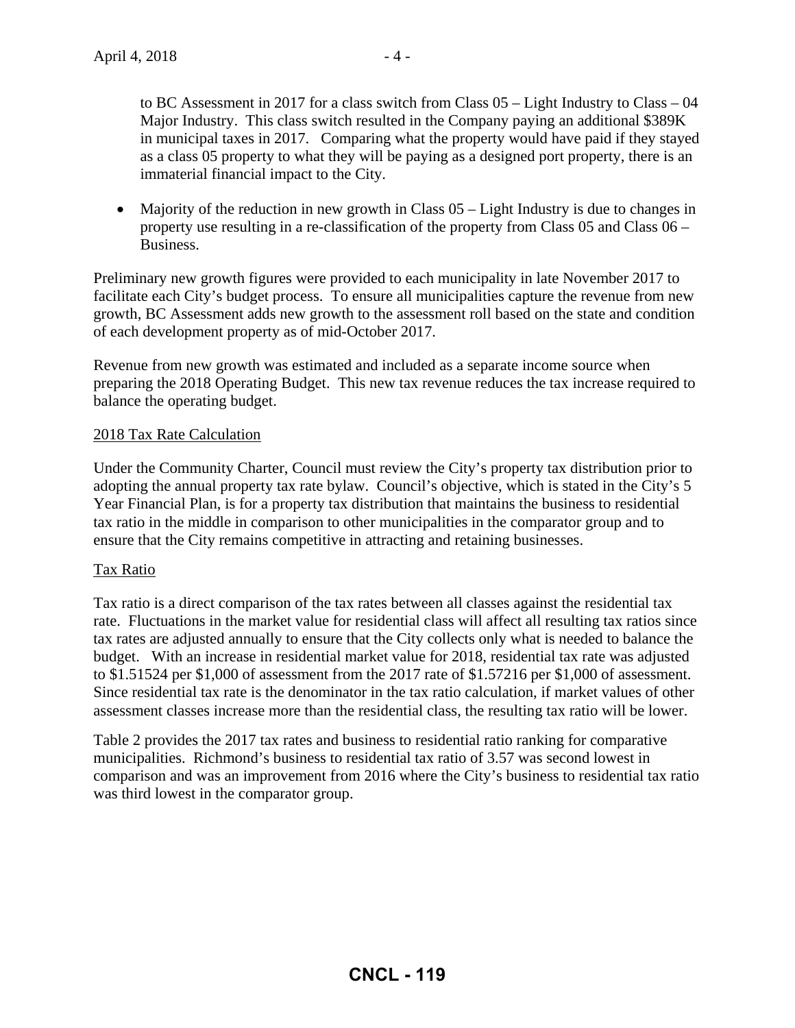to BC Assessment in 2017 for a class switch from Class 05 – Light Industry to Class – 04 Major Industry. This class switch resulted in the Company paying an additional $389K in municipal taxes in 2017. Comparing what the property would have paid if they stayed as a class 05 property to what they will be paying as a designed port property, there is an immaterial financial impact to the City.

- Majority of the reduction in new growth in Class 05 – Light Industry is due to changes in property use resulting in a re-classification of the property from Class 05 and Class 06 – Business.

Preliminary new growth figures were provided to each municipality in late November 2017 to facilitate each City's budget process. To ensure all municipalities capture the revenue from new growth, BC Assessment adds new growth to the assessment roll based on the state and condition of each development property as of mid-October 2017.

Revenue from new growth was estimated and included as a separate income source when preparing the 2018 Operating Budget. This new tax revenue reduces the tax increase required to balance the operating budget.

<u>2018 Tax Rate Calculation</u>

Under the Community Charter, Council must review the City's property tax distribution prior to adopting the annual property tax rate bylaw. Council's objective, which is stated in the City's 5 Year Financial Plan, is for a property tax distribution that maintains the business to residential tax ratio in the middle in comparison to other municipalities in the comparator group and to ensure that the City remains competitive in attracting and retaining businesses.

<u>Tax Ratio</u>

Tax ratio is a direct comparison of the tax rates between all classes against the residential tax rate. Fluctuations in the market value for residential class will affect all resulting tax ratios since tax rates are adjusted annually to ensure that the City collects only what is needed to balance the budget. With an increase in residential market value for 2018, residential tax rate was adjusted to $1.51524 per $1,000 of assessment from the 2017 rate of $1.57216 per $1,000 of assessment. Since residential tax rate is the denominator in the tax ratio calculation, if market values of other assessment classes increase more than the residential class, the resulting tax ratio will be lower.

Table 2 provides the 2017 tax rates and business to residential ratio ranking for comparative municipalities. Richmond's business to residential tax ratio of 3.57 was second lowest in comparison and was an improvement from 2016 where the City's business to residential tax ratio was third lowest in the comparator group.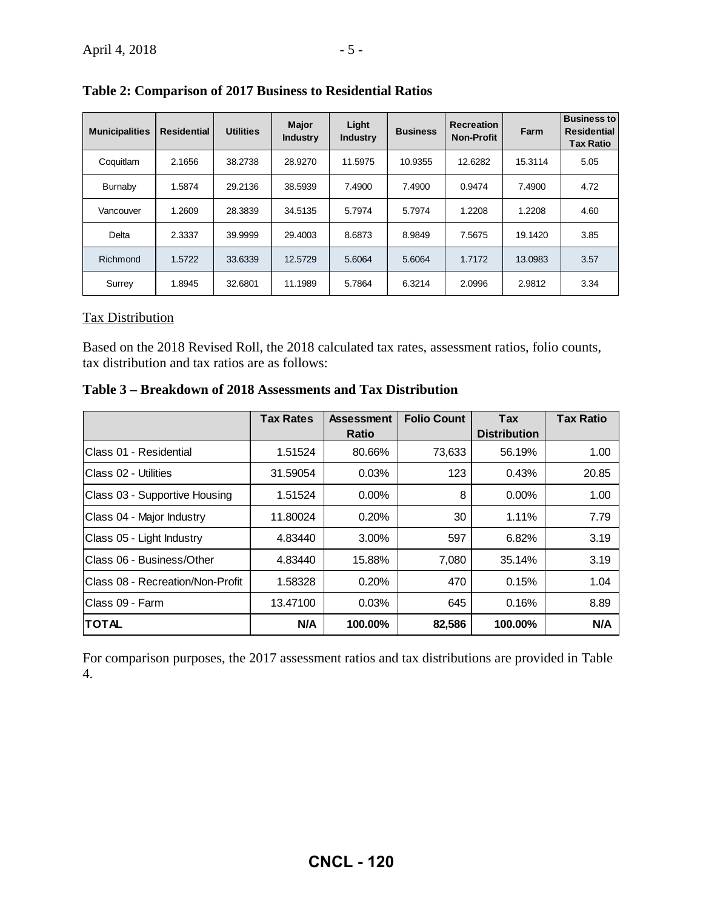**Table 2: Comparison of 2017 Business to Residential Ratios**

| Municipalities | Residential | Utilities | Major Industry | Light Industry | Business | Recreation Non-Profit | Farm | Business to Residential Tax Ratio |
|---|---|---|---|---|---|---|---|---|
| Coquitlam | 2.1656 | 38.2738 | 28.9270 | 11.5975 | 10.9355 | 12.6282 | 15.3114 | 5.05 |
| Burnaby | 1.5874 | 29.2136 | 38.5939 | 7.4900 | 7.4900 | 0.9474 | 7.4900 | 4.72 |
| Vancouver | 1.2609 | 28.3839 | 34.5135 | 5.7974 | 5.7974 | 1.2208 | 1.2208 | 4.60 |
| Delta | 2.3337 | 39.9999 | 29.4003 | 8.6873 | 8.9849 | 7.5675 | 19.1420 | 3.85 |
| Richmond | 1.5722 | 33.6339 | 12.5729 | 5.6064 | 5.6064 | 1.7172 | 13.0983 | 3.57 |
| Surrey | 1.8945 | 32.6801 | 11.1989 | 5.7864 | 6.3214 | 2.0996 | 2.9812 | 3.34 |

Tax Distribution

Based on the 2018 Revised Roll, the 2018 calculated tax rates, assessment ratios, folio counts, tax distribution and tax ratios are as follows:

**Table 3 – Breakdown of 2018 Assessments and Tax Distribution**

| | Tax Rates | Assessment Ratio | Folio Count | Tax Distribution | Tax Ratio |
|---|---|---|---|---|---|
| Class 01 - Residential | 1.51524 | 80.66% | 73,633 | 56.19% | 1.00 |
| Class 02 - Utilities | 31.59054 | 0.03% | 123 | 0.43% | 20.85 |
| Class 03 - Supportive Housing | 1.51524 | 0.00% | 8 | 0.00% | 1.00 |
| Class 04 - Major Industry | 11.80024 | 0.20% | 30 | 1.11% | 7.79 |
| Class 05 - Light Industry | 4.83440 | 3.00% | 597 | 6.82% | 3.19 |
| Class 06 - Business/Other | 4.83440 | 15.88% | 7,080 | 35.14% | 3.19 |
| Class 08 - Recreation/Non-Profit | 1.58328 | 0.20% | 470 | 0.15% | 1.04 |
| Class 09 - Farm | 13.47100 | 0.03% | 645 | 0.16% | 8.89 |
| **TOTAL** | **N/A** | **100.00%** | **82,586** | **100.00%** | **N/A** |

For comparison purposes, the 2017 assessment ratios and tax distributions are provided in Table 4.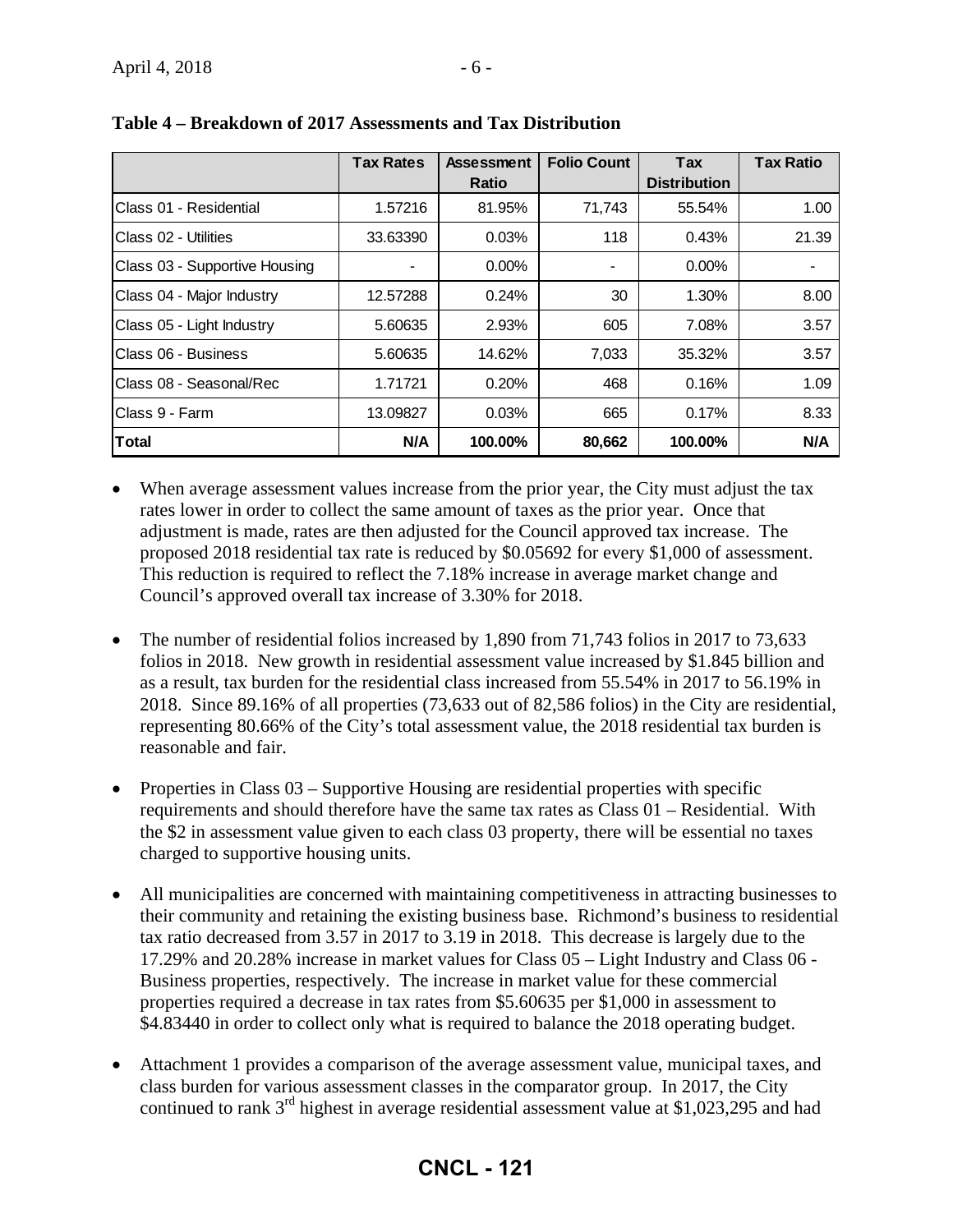**Table 4 – Breakdown of 2017 Assessments and Tax Distribution**

| | Tax Rates | Assessment Ratio | Folio Count | Tax Distribution | Tax Ratio |
|---|---|---|---|---|---|
| Class 01 - Residential | 1.57216 | 81.95% | 71,743 | 55.54% | 1.00 |
| Class 02 - Utilities | 33.63390 | 0.03% | 118 | 0.43% | 21.39 |
| Class 03 - Supportive Housing | - | 0.00% | - | 0.00% | - |
| Class 04 - Major Industry | 12.57288 | 0.24% | 30 | 1.30% | 8.00 |
| Class 05 - Light Industry | 5.60635 | 2.93% | 605 | 7.08% | 3.57 |
| Class 06 - Business | 5.60635 | 14.62% | 7,033 | 35.32% | 3.57 |
| Class 08 - Seasonal/Rec | 1.71721 | 0.20% | 468 | 0.16% | 1.09 |
| Class 9 - Farm | 13.09827 | 0.03% | 665 | 0.17% | 8.33 |
| **Total** | **N/A** | **100.00%** | **80,662** | **100.00%** | **N/A** |

- When average assessment values increase from the prior year, the City must adjust the tax rates lower in order to collect the same amount of taxes as the prior year. Once that adjustment is made, rates are then adjusted for the Council approved tax increase. The proposed 2018 residential tax rate is reduced by $0.05692 for every $1,000 of assessment. This reduction is required to reflect the 7.18% increase in average market change and Council's approved overall tax increase of 3.30% for 2018.

- The number of residential folios increased by 1,890 from 71,743 folios in 2017 to 73,633 folios in 2018. New growth in residential assessment value increased by $1.845 billion and as a result, tax burden for the residential class increased from 55.54% in 2017 to 56.19% in 2018. Since 89.16% of all properties (73,633 out of 82,586 folios) in the City are residential, representing 80.66% of the City's total assessment value, the 2018 residential tax burden is reasonable and fair.

- Properties in Class 03 – Supportive Housing are residential properties with specific requirements and should therefore have the same tax rates as Class 01 – Residential. With the $2 in assessment value given to each class 03 property, there will be essential no taxes charged to supportive housing units.

- All municipalities are concerned with maintaining competitiveness in attracting businesses to their community and retaining the existing business base. Richmond's business to residential tax ratio decreased from 3.57 in 2017 to 3.19 in 2018. This decrease is largely due to the 17.29% and 20.28% increase in market values for Class 05 – Light Industry and Class 06 - Business properties, respectively. The increase in market value for these commercial properties required a decrease in tax rates from $5.60635 per $1,000 in assessment to $4.83440 in order to collect only what is required to balance the 2018 operating budget.

- Attachment 1 provides a comparison of the average assessment value, municipal taxes, and class burden for various assessment classes in the comparator group. In 2017, the City continued to rank 3rd highest in average residential assessment value at $1,023,295 and had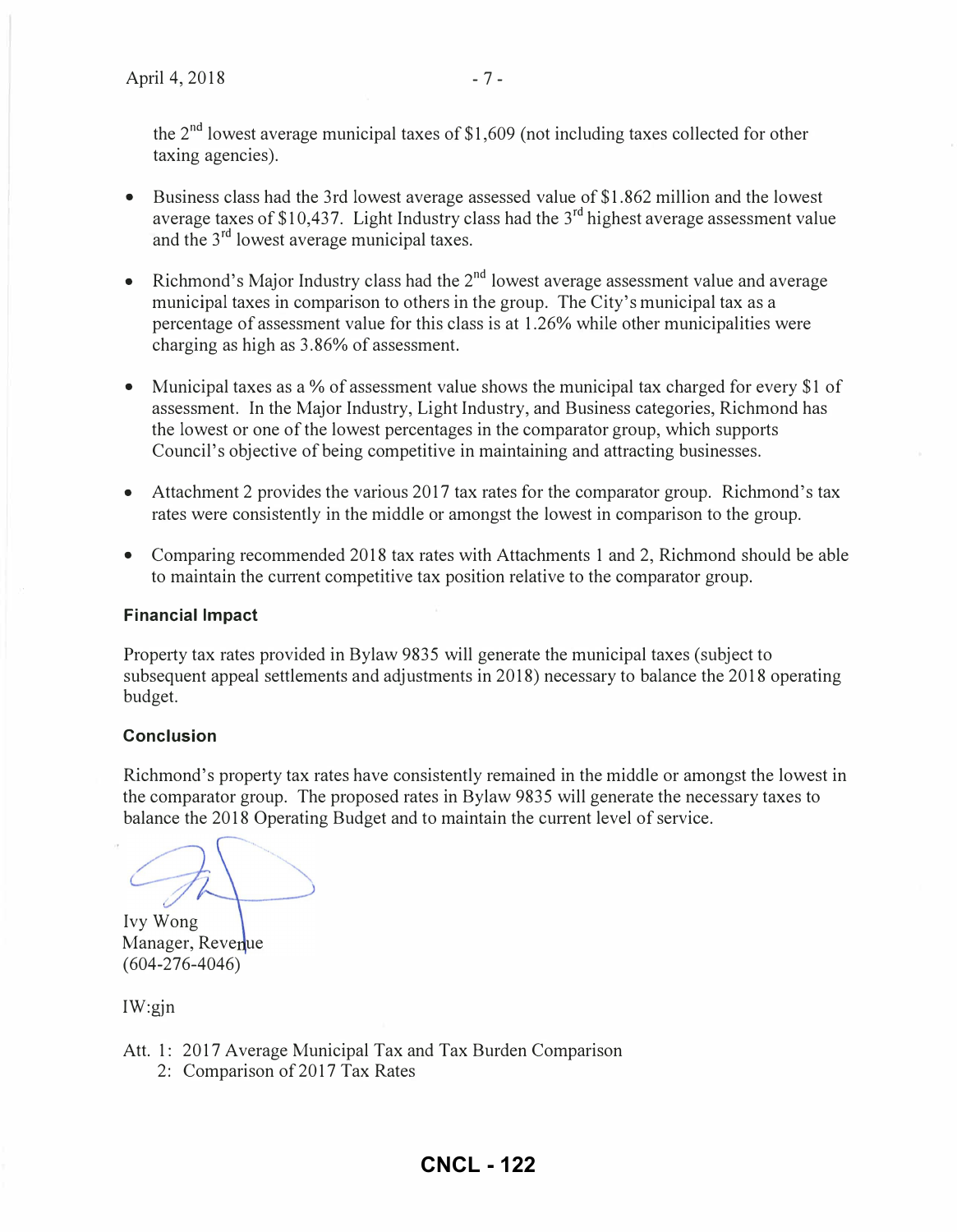the 2nd lowest average municipal taxes of $1,609 (not including taxes collected for other taxing agencies).

- Business class had the 3rd lowest average assessed value of $1.862 million and the lowest average taxes of $10,437. Light Industry class had the 3rd highest average assessment value and the 3rd lowest average municipal taxes.

- Richmond's Major Industry class had the 2nd lowest average assessment value and average municipal taxes in comparison to others in the group. The City's municipal tax as a percentage of assessment value for this class is at 1.26% while other municipalities were charging as high as 3.86% of assessment.

- Municipal taxes as a % of assessment value shows the municipal tax charged for every $1 of assessment. In the Major Industry, Light Industry, and Business categories, Richmond has the lowest or one of the lowest percentages in the comparator group, which supports Council's objective of being competitive in maintaining and attracting businesses.

- Attachment 2 provides the various 2017 tax rates for the comparator group. Richmond's tax rates were consistently in the middle or amongst the lowest in comparison to the group.

- Comparing recommended 2018 tax rates with Attachments 1 and 2, Richmond should be able to maintain the current competitive tax position relative to the comparator group.

### Financial Impact

Property tax rates provided in Bylaw 9835 will generate the municipal taxes (subject to subsequent appeal settlements and adjustments in 2018) necessary to balance the 2018 operating budget.

### Conclusion

Richmond's property tax rates have consistently remained in the middle or amongst the lowest in the comparator group. The proposed rates in Bylaw 9835 will generate the necessary taxes to balance the 2018 Operating Budget and to maintain the current level of service.

Ivy Wong
Manager, Revenue
(604-276-4046)

IW:gjn

Att. 1: 2017 Average Municipal Tax and Tax Burden Comparison
2: Comparison of 2017 Tax Rates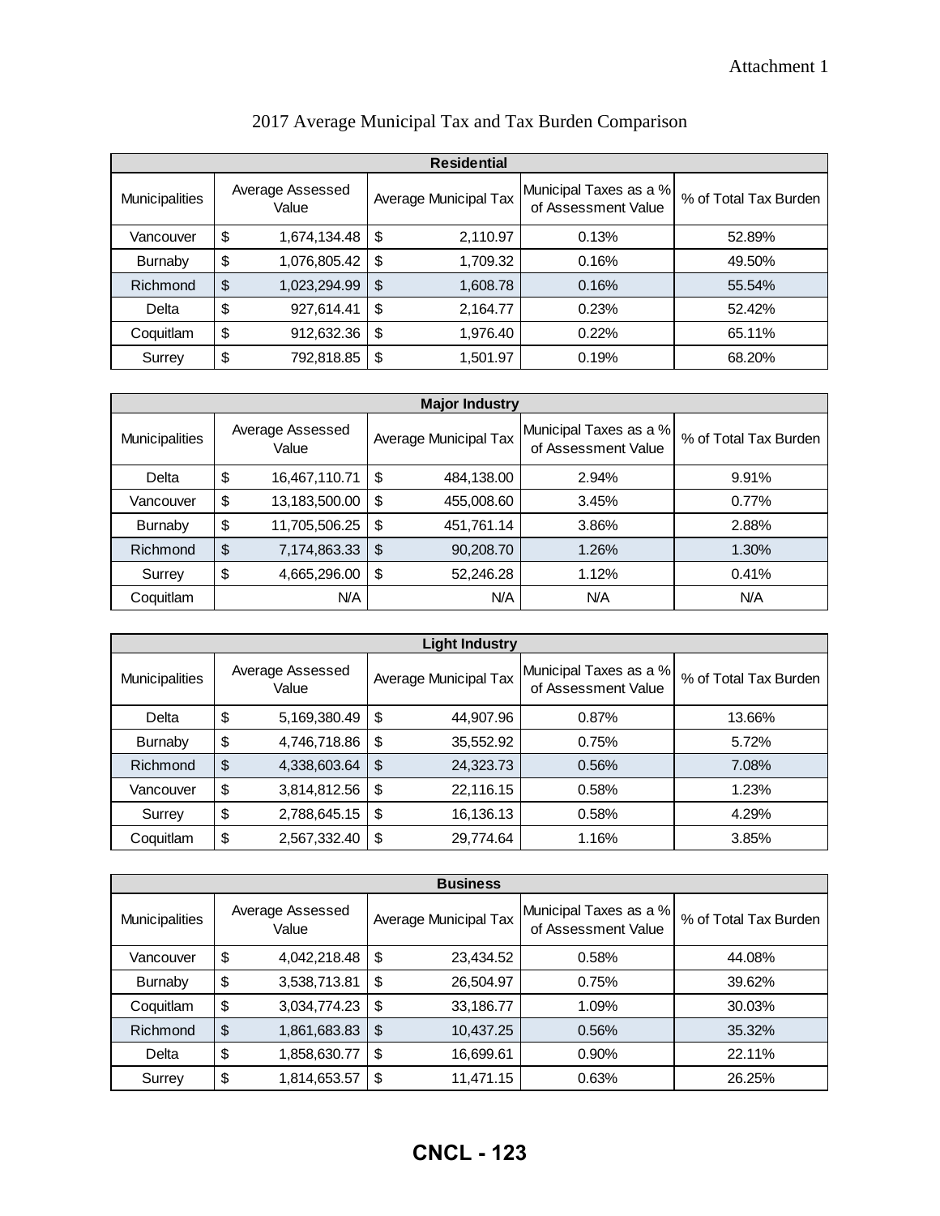Attachment 1

## 2017 Average Municipal Tax and Tax Burden Comparison

| Residential | | | | |
|---|---|---|---|---|
| Municipalities | Average Assessed Value | Average Municipal Tax | Municipal Taxes as a % of Assessment Value | % of Total Tax Burden |
| Vancouver | $ 1,674,134.48 | $ 2,110.97 | 0.13% | 52.89% |
| Burnaby | $ 1,076,805.42 | $ 1,709.32 | 0.16% | 49.50% |
| Richmond | $ 1,023,294.99 | $ 1,608.78 | 0.16% | 55.54% |
| Delta | $ 927,614.41 | $ 2,164.77 | 0.23% | 52.42% |
| Coquitlam | $ 912,632.36 | $ 1,976.40 | 0.22% | 65.11% |
| Surrey | $ 792,818.85 | $ 1,501.97 | 0.19% | 68.20% |

| Major Industry | | | | |
|---|---|---|---|---|
| Municipalities | Average Assessed Value | Average Municipal Tax | Municipal Taxes as a % of Assessment Value | % of Total Tax Burden |
| Delta | $ 16,467,110.71 | $ 484,138.00 | 2.94% | 9.91% |
| Vancouver | $ 13,183,500.00 | $ 455,008.60 | 3.45% | 0.77% |
| Burnaby | $ 11,705,506.25 | $ 451,761.14 | 3.86% | 2.88% |
| Richmond | $ 7,174,863.33 | $ 90,208.70 | 1.26% | 1.30% |
| Surrey | $ 4,665,296.00 | $ 52,246.28 | 1.12% | 0.41% |
| Coquitlam | N/A | N/A | N/A | N/A |

| Light Industry | | | | |
|---|---|---|---|---|
| Municipalities | Average Assessed Value | Average Municipal Tax | Municipal Taxes as a % of Assessment Value | % of Total Tax Burden |
| Delta | $ 5,169,380.49 | $ 44,907.96 | 0.87% | 13.66% |
| Burnaby | $ 4,746,718.86 | $ 35,552.92 | 0.75% | 5.72% |
| Richmond | $ 4,338,603.64 | $ 24,323.73 | 0.56% | 7.08% |
| Vancouver | $ 3,814,812.56 | $ 22,116.15 | 0.58% | 1.23% |
| Surrey | $ 2,788,645.15 | $ 16,136.13 | 0.58% | 4.29% |
| Coquitlam | $ 2,567,332.40 | $ 29,774.64 | 1.16% | 3.85% |

| Business | | | | |
|---|---|---|---|---|
| Municipalities | Average Assessed Value | Average Municipal Tax | Municipal Taxes as a % of Assessment Value | % of Total Tax Burden |
| Vancouver | $ 4,042,218.48 | $ 23,434.52 | 0.58% | 44.08% |
| Burnaby | $ 3,538,713.81 | $ 26,504.97 | 0.75% | 39.62% |
| Coquitlam | $ 3,034,774.23 | $ 33,186.77 | 1.09% | 30.03% |
| Richmond | $ 1,861,683.83 | $ 10,437.25 | 0.56% | 35.32% |
| Delta | $ 1,858,630.77 | $ 16,699.61 | 0.90% | 22.11% |
| Surrey | $ 1,814,653.57 | $ 11,471.15 | 0.63% | 26.25% |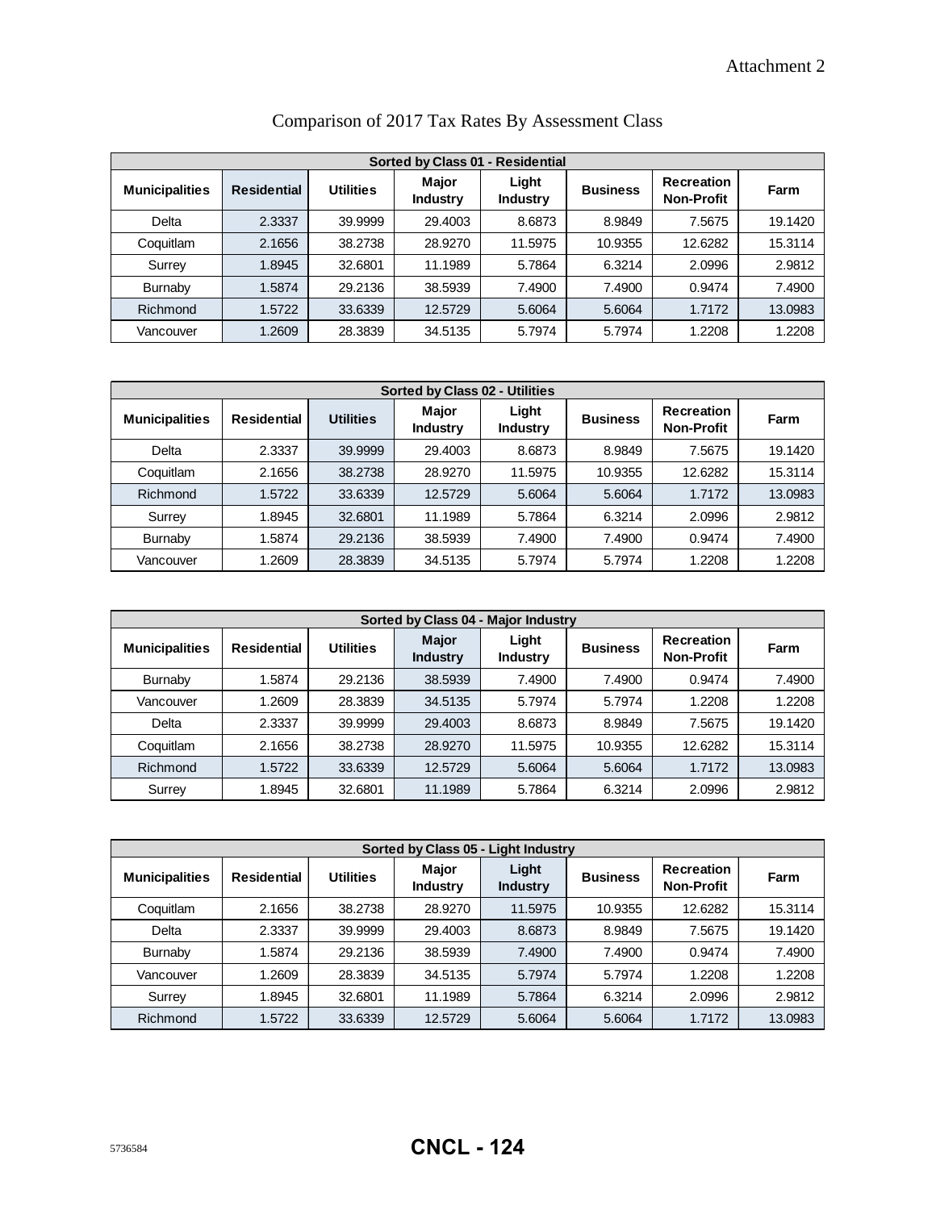Attachment 2

# Comparison of 2017 Tax Rates By Assessment Class

| Sorted by Class 01 - Residential | | | | | | | |
|---|---|---|---|---|---|---|---|
| **Municipalities** | **Residential** | **Utilities** | **Major Industry** | **Light Industry** | **Business** | **Recreation Non-Profit** | **Farm** |
| Delta | 2.3337 | 39.9999 | 29.4003 | 8.6873 | 8.9849 | 7.5675 | 19.1420 |
| Coquitlam | 2.1656 | 38.2738 | 28.9270 | 11.5975 | 10.9355 | 12.6282 | 15.3114 |
| Surrey | 1.8945 | 32.6801 | 11.1989 | 5.7864 | 6.3214 | 2.0996 | 2.9812 |
| Burnaby | 1.5874 | 29.2136 | 38.5939 | 7.4900 | 7.4900 | 0.9474 | 7.4900 |
| Richmond | 1.5722 | 33.6339 | 12.5729 | 5.6064 | 5.6064 | 1.7172 | 13.0983 |
| Vancouver | 1.2609 | 28.3839 | 34.5135 | 5.7974 | 5.7974 | 1.2208 | 1.2208 |

| Sorted by Class 02 - Utilities | | | | | | | |
|---|---|---|---|---|---|---|---|
| **Municipalities** | **Residential** | **Utilities** | **Major Industry** | **Light Industry** | **Business** | **Recreation Non-Profit** | **Farm** |
| Delta | 2.3337 | 39.9999 | 29.4003 | 8.6873 | 8.9849 | 7.5675 | 19.1420 |
| Coquitlam | 2.1656 | 38.2738 | 28.9270 | 11.5975 | 10.9355 | 12.6282 | 15.3114 |
| Richmond | 1.5722 | 33.6339 | 12.5729 | 5.6064 | 5.6064 | 1.7172 | 13.0983 |
| Surrey | 1.8945 | 32.6801 | 11.1989 | 5.7864 | 6.3214 | 2.0996 | 2.9812 |
| Burnaby | 1.5874 | 29.2136 | 38.5939 | 7.4900 | 7.4900 | 0.9474 | 7.4900 |
| Vancouver | 1.2609 | 28.3839 | 34.5135 | 5.7974 | 5.7974 | 1.2208 | 1.2208 |

| Sorted by Class 04 - Major Industry | | | | | | | |
|---|---|---|---|---|---|---|---|
| **Municipalities** | **Residential** | **Utilities** | **Major Industry** | **Light Industry** | **Business** | **Recreation Non-Profit** | **Farm** |
| Burnaby | 1.5874 | 29.2136 | 38.5939 | 7.4900 | 7.4900 | 0.9474 | 7.4900 |
| Vancouver | 1.2609 | 28.3839 | 34.5135 | 5.7974 | 5.7974 | 1.2208 | 1.2208 |
| Delta | 2.3337 | 39.9999 | 29.4003 | 8.6873 | 8.9849 | 7.5675 | 19.1420 |
| Coquitlam | 2.1656 | 38.2738 | 28.9270 | 11.5975 | 10.9355 | 12.6282 | 15.3114 |
| Richmond | 1.5722 | 33.6339 | 12.5729 | 5.6064 | 5.6064 | 1.7172 | 13.0983 |
| Surrey | 1.8945 | 32.6801 | 11.1989 | 5.7864 | 6.3214 | 2.0996 | 2.9812 |

| Sorted by Class 05 - Light Industry | | | | | | | |
|---|---|---|---|---|---|---|---|
| **Municipalities** | **Residential** | **Utilities** | **Major Industry** | **Light Industry** | **Business** | **Recreation Non-Profit** | **Farm** |
| Coquitlam | 2.1656 | 38.2738 | 28.9270 | 11.5975 | 10.9355 | 12.6282 | 15.3114 |
| Delta | 2.3337 | 39.9999 | 29.4003 | 8.6873 | 8.9849 | 7.5675 | 19.1420 |
| Burnaby | 1.5874 | 29.2136 | 38.5939 | 7.4900 | 7.4900 | 0.9474 | 7.4900 |
| Vancouver | 1.2609 | 28.3839 | 34.5135 | 5.7974 | 5.7974 | 1.2208 | 1.2208 |
| Surrey | 1.8945 | 32.6801 | 11.1989 | 5.7864 | 6.3214 | 2.0996 | 2.9812 |
| Richmond | 1.5722 | 33.6339 | 12.5729 | 5.6064 | 5.6064 | 1.7172 | 13.0983 |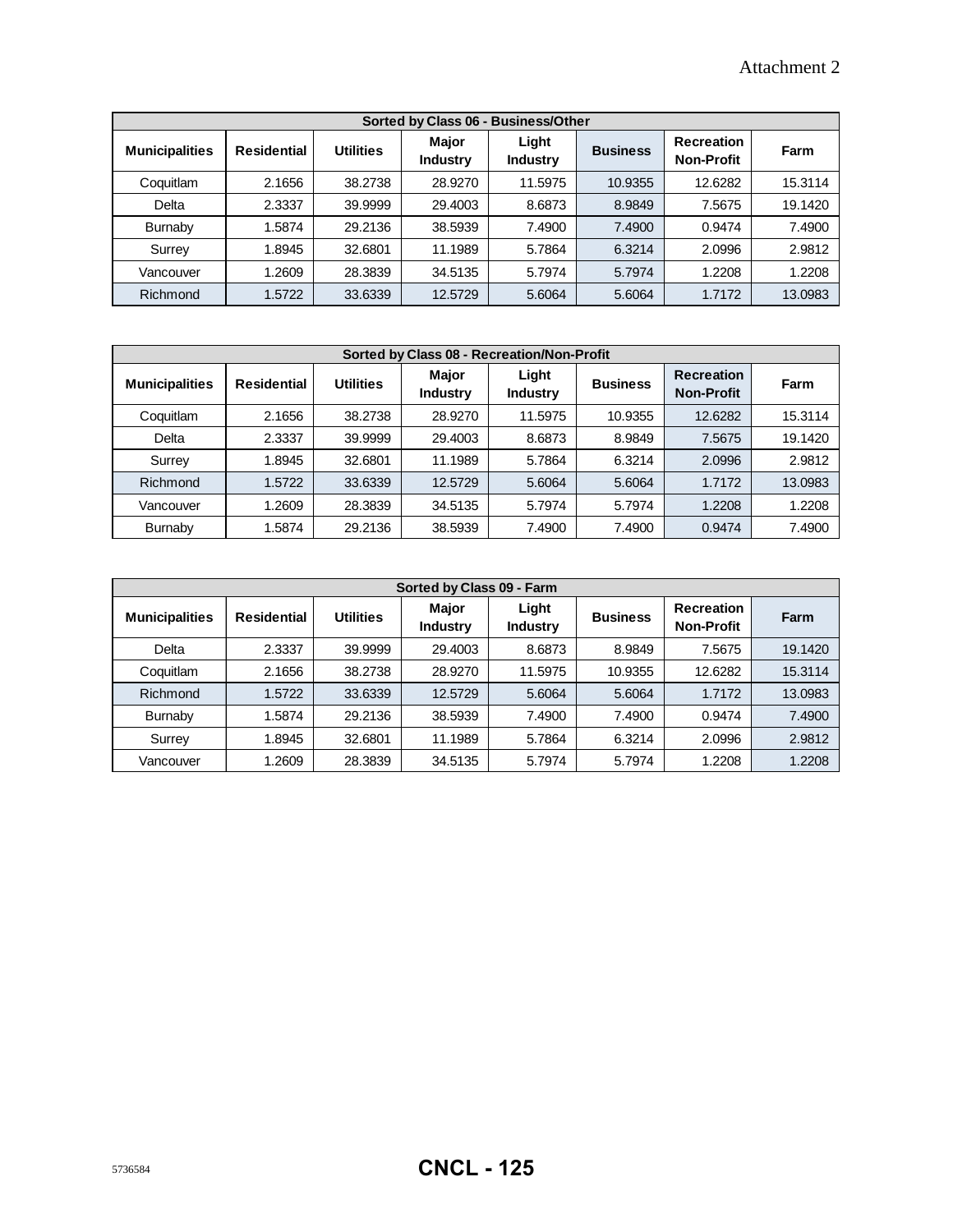Attachment 2

| Sorted by Class 06 - Business/Other | | | | | | | |
|---|---|---|---|---|---|---|---|
| **Municipalities** | **Residential** | **Utilities** | **Major Industry** | **Light Industry** | **Business** | **Recreation Non-Profit** | **Farm** |
| Coquitlam | 2.1656 | 38.2738 | 28.9270 | 11.5975 | 10.9355 | 12.6282 | 15.3114 |
| Delta | 2.3337 | 39.9999 | 29.4003 | 8.6873 | 8.9849 | 7.5675 | 19.1420 |
| Burnaby | 1.5874 | 29.2136 | 38.5939 | 7.4900 | 7.4900 | 0.9474 | 7.4900 |
| Surrey | 1.8945 | 32.6801 | 11.1989 | 5.7864 | 6.3214 | 2.0996 | 2.9812 |
| Vancouver | 1.2609 | 28.3839 | 34.5135 | 5.7974 | 5.7974 | 1.2208 | 1.2208 |
| Richmond | 1.5722 | 33.6339 | 12.5729 | 5.6064 | 5.6064 | 1.7172 | 13.0983 |

| Sorted by Class 08 - Recreation/Non-Profit | | | | | | | |
|---|---|---|---|---|---|---|---|
| **Municipalities** | **Residential** | **Utilities** | **Major Industry** | **Light Industry** | **Business** | **Recreation Non-Profit** | **Farm** |
| Coquitlam | 2.1656 | 38.2738 | 28.9270 | 11.5975 | 10.9355 | 12.6282 | 15.3114 |
| Delta | 2.3337 | 39.9999 | 29.4003 | 8.6873 | 8.9849 | 7.5675 | 19.1420 |
| Surrey | 1.8945 | 32.6801 | 11.1989 | 5.7864 | 6.3214 | 2.0996 | 2.9812 |
| Richmond | 1.5722 | 33.6339 | 12.5729 | 5.6064 | 5.6064 | 1.7172 | 13.0983 |
| Vancouver | 1.2609 | 28.3839 | 34.5135 | 5.7974 | 5.7974 | 1.2208 | 1.2208 |
| Burnaby | 1.5874 | 29.2136 | 38.5939 | 7.4900 | 7.4900 | 0.9474 | 7.4900 |

| Sorted by Class 09 - Farm | | | | | | | |
|---|---|---|---|---|---|---|---|
| **Municipalities** | **Residential** | **Utilities** | **Major Industry** | **Light Industry** | **Business** | **Recreation Non-Profit** | **Farm** |
| Delta | 2.3337 | 39.9999 | 29.4003 | 8.6873 | 8.9849 | 7.5675 | 19.1420 |
| Coquitlam | 2.1656 | 38.2738 | 28.9270 | 11.5975 | 10.9355 | 12.6282 | 15.3114 |
| Richmond | 1.5722 | 33.6339 | 12.5729 | 5.6064 | 5.6064 | 1.7172 | 13.0983 |
| Burnaby | 1.5874 | 29.2136 | 38.5939 | 7.4900 | 7.4900 | 0.9474 | 7.4900 |
| Surrey | 1.8945 | 32.6801 | 11.1989 | 5.7864 | 6.3214 | 2.0996 | 2.9812 |
| Vancouver | 1.2609 | 28.3839 | 34.5135 | 5.7974 | 5.7974 | 1.2208 | 1.2208 |

5736584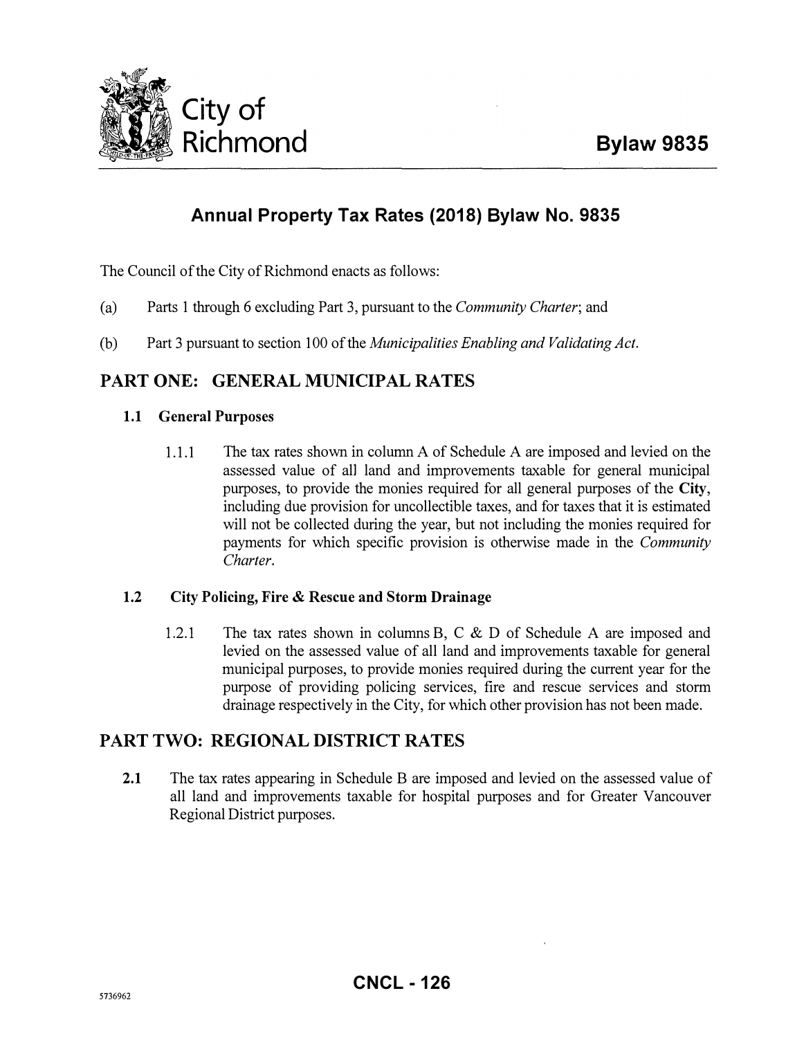City of Richmond

**Bylaw 9835**

# Annual Property Tax Rates (2018) Bylaw No. 9835

The Council of the City of Richmond enacts as follows:

(a) Parts 1 through 6 excluding Part 3, pursuant to the *Community Charter*; and

(b) Part 3 pursuant to section 100 of the *Municipalities Enabling and Validating Act*.

## PART ONE: GENERAL MUNICIPAL RATES

### 1.1 General Purposes

1.1.1 The tax rates shown in column A of Schedule A are imposed and levied on the assessed value of all land and improvements taxable for general municipal purposes, to provide the monies required for all general purposes of the **City**, including due provision for uncollectible taxes, and for taxes that it is estimated will not be collected during the year, but not including the monies required for payments for which specific provision is otherwise made in the *Community Charter*.

### 1.2 City Policing, Fire & Rescue and Storm Drainage

1.2.1 The tax rates shown in columns B, C & D of Schedule A are imposed and levied on the assessed value of all land and improvements taxable for general municipal purposes, to provide monies required during the current year for the purpose of providing policing services, fire and rescue services and storm drainage respectively in the City, for which other provision has not been made.

## PART TWO: REGIONAL DISTRICT RATES

**2.1** The tax rates appearing in Schedule B are imposed and levied on the assessed value of all land and improvements taxable for hospital purposes and for Greater Vancouver Regional District purposes.

**CNCL - 126**

5736962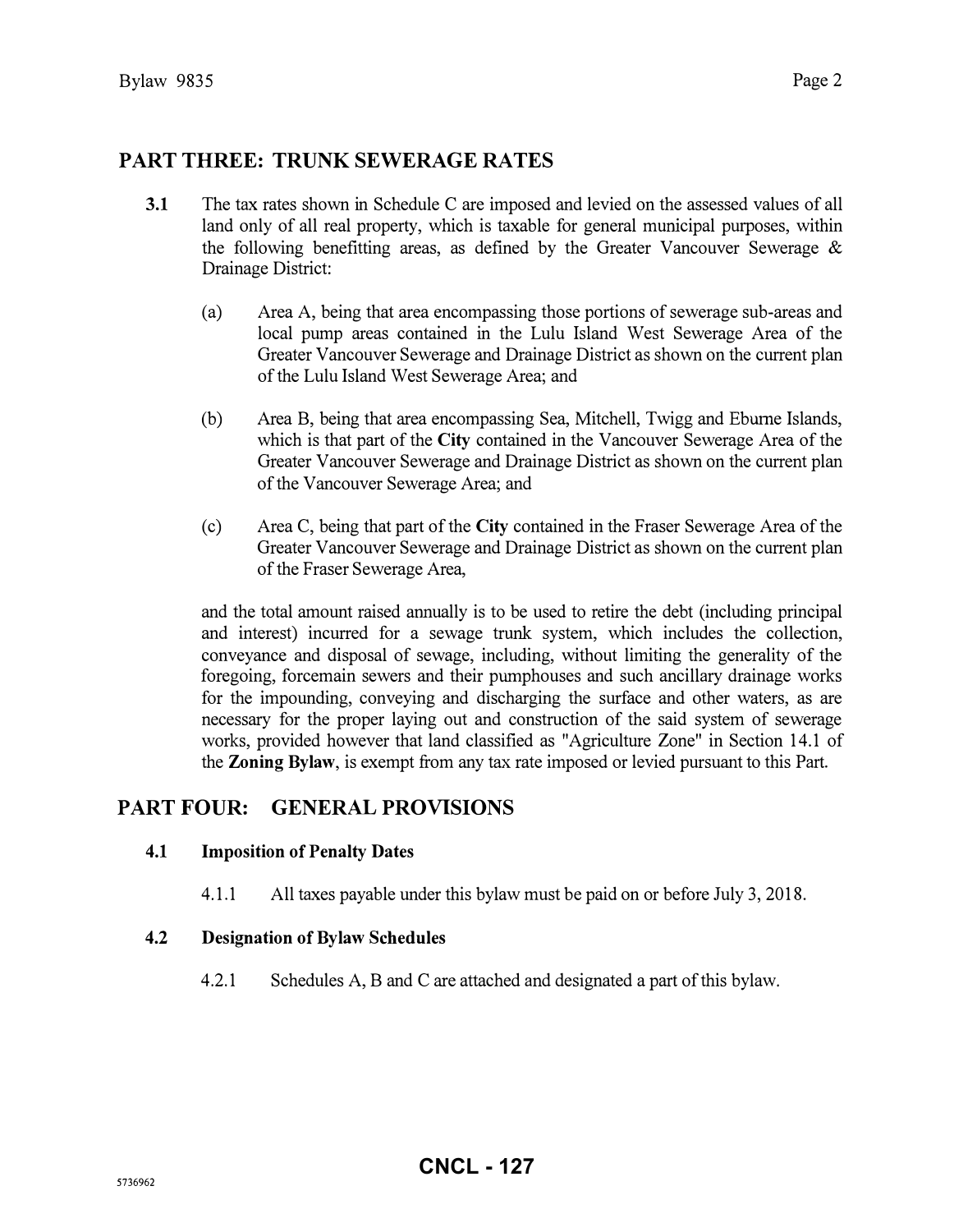## PART THREE: TRUNK SEWERAGE RATES

**3.1** The tax rates shown in Schedule C are imposed and levied on the assessed values of all land only of all real property, which is taxable for general municipal purposes, within the following benefitting areas, as defined by the Greater Vancouver Sewerage & Drainage District:

(a) Area A, being that area encompassing those portions of sewerage sub-areas and local pump areas contained in the Lulu Island West Sewerage Area of the Greater Vancouver Sewerage and Drainage District as shown on the current plan of the Lulu Island West Sewerage Area; and

(b) Area B, being that area encompassing Sea, Mitchell, Twigg and Eburne Islands, which is that part of the **City** contained in the Vancouver Sewerage Area of the Greater Vancouver Sewerage and Drainage District as shown on the current plan of the Vancouver Sewerage Area; and

(c) Area C, being that part of the **City** contained in the Fraser Sewerage Area of the Greater Vancouver Sewerage and Drainage District as shown on the current plan of the Fraser Sewerage Area,

and the total amount raised annually is to be used to retire the debt (including principal and interest) incurred for a sewage trunk system, which includes the collection, conveyance and disposal of sewage, including, without limiting the generality of the foregoing, forcemain sewers and their pumphouses and such ancillary drainage works for the impounding, conveying and discharging the surface and other waters, as are necessary for the proper laying out and construction of the said system of sewerage works, provided however that land classified as "Agriculture Zone" in Section 14.1 of the **Zoning Bylaw**, is exempt from any tax rate imposed or levied pursuant to this Part.

## PART FOUR: GENERAL PROVISIONS

### 4.1 Imposition of Penalty Dates

4.1.1 All taxes payable under this bylaw must be paid on or before July 3, 2018.

### 4.2 Designation of Bylaw Schedules

4.2.1 Schedules A, B and C are attached and designated a part of this bylaw.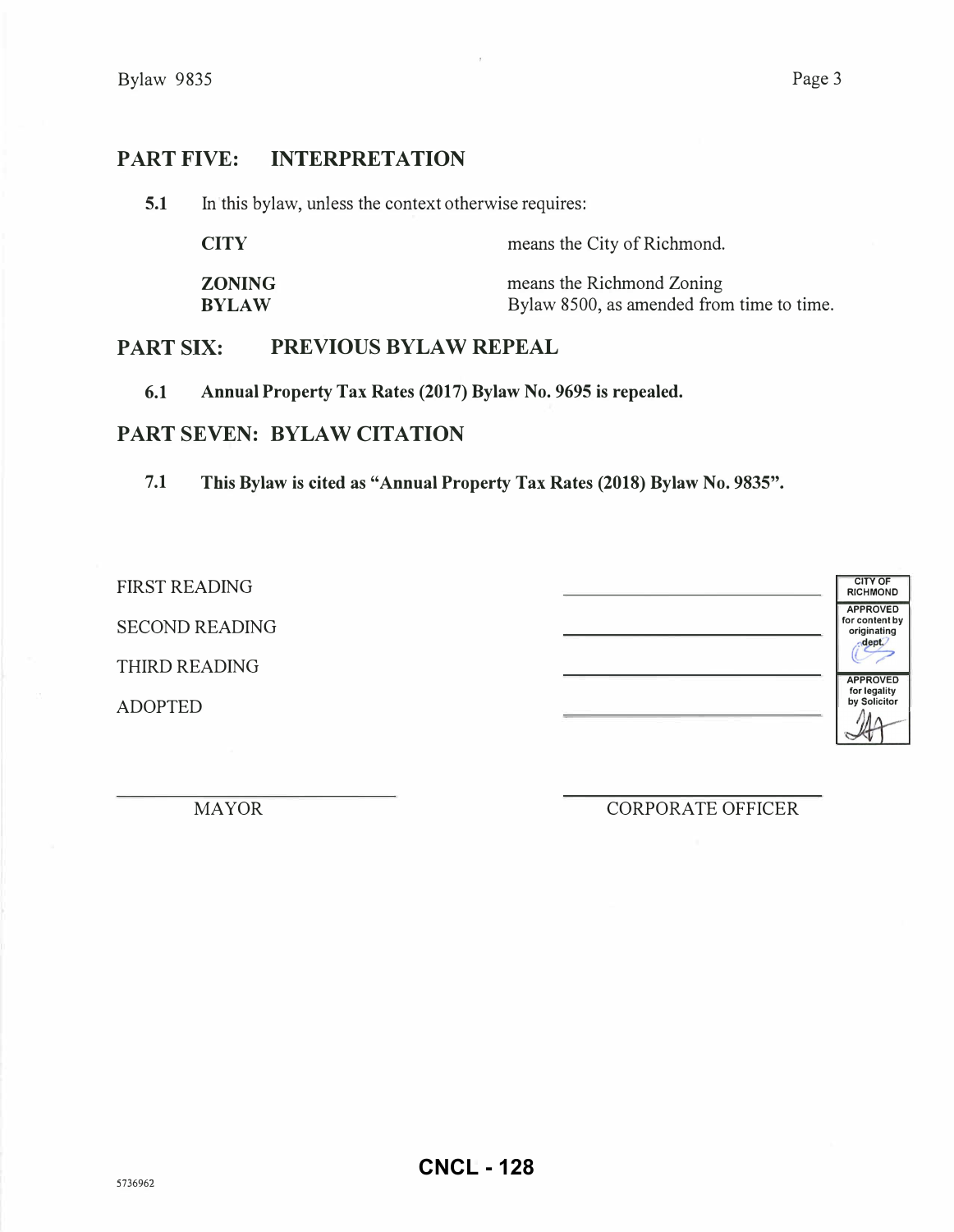## PART FIVE: INTERPRETATION

**5.1** In this bylaw, unless the context otherwise requires:

| | |
|---|---|
| **CITY** | means the City of Richmond. |
| **ZONING BYLAW** | means the Richmond Zoning Bylaw 8500, as amended from time to time. |

## PART SIX: PREVIOUS BYLAW REPEAL

**6.1 Annual Property Tax Rates (2017) Bylaw No. 9695 is repealed.**

## PART SEVEN: BYLAW CITATION

**7.1 This Bylaw is cited as "Annual Property Tax Rates (2018) Bylaw No. 9835".**

FIRST READING ______________________

SECOND READING ______________________

THIRD READING ______________________

ADOPTED ______________________

| CITY OF RICHMOND |
|---|
| APPROVED for content by originating dept. |
| APPROVED for legality by Solicitor |

______________________
MAYOR

______________________
CORPORATE OFFICER

5736962

CNCL - 128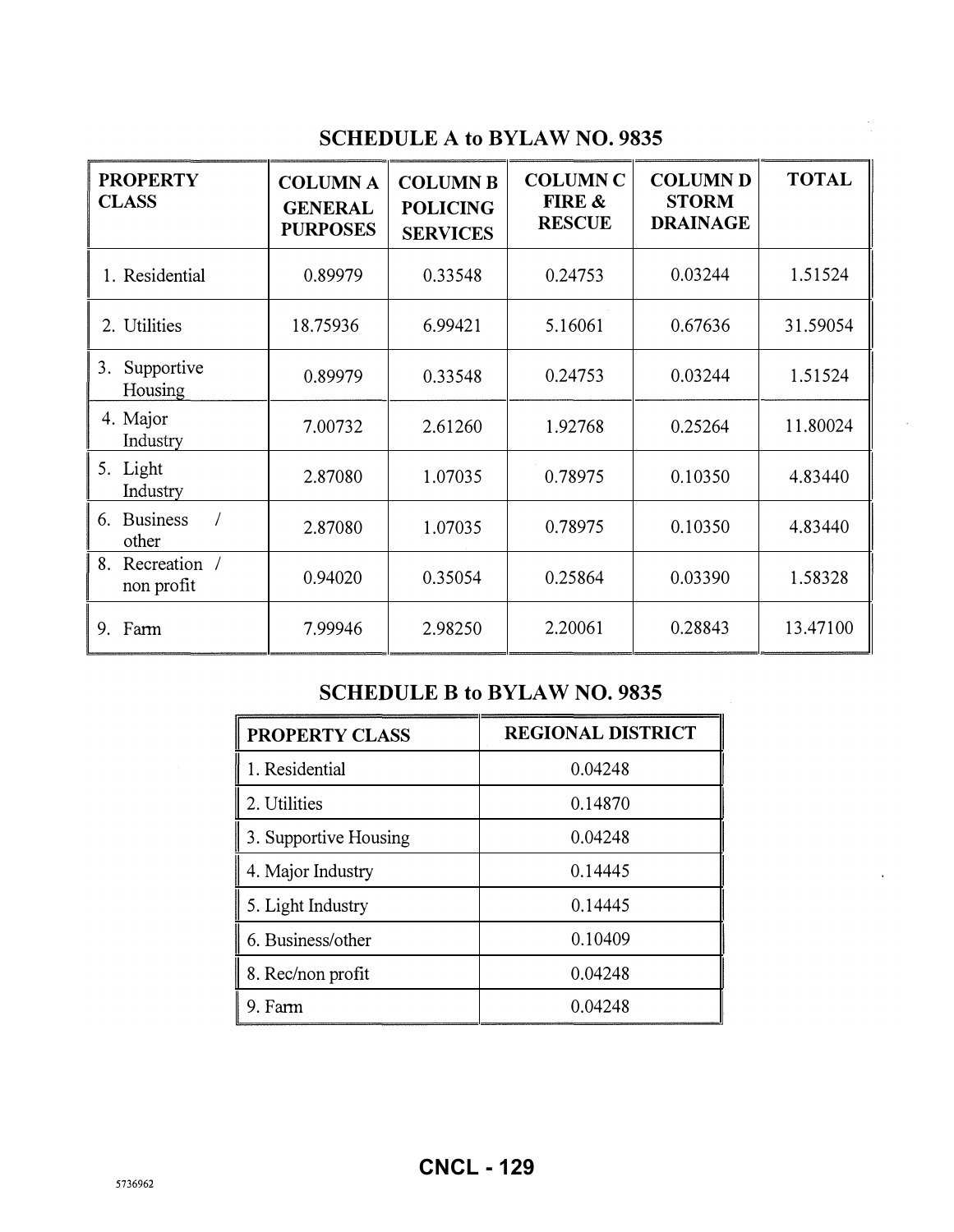## SCHEDULE A to BYLAW NO. 9835

| PROPERTY CLASS | COLUMN A GENERAL PURPOSES | COLUMN B POLICING SERVICES | COLUMN C FIRE & RESCUE | COLUMN D STORM DRAINAGE | TOTAL |
|---|---|---|---|---|---|
| 1. Residential | 0.89979 | 0.33548 | 0.24753 | 0.03244 | 1.51524 |
| 2. Utilities | 18.75936 | 6.99421 | 5.16061 | 0.67636 | 31.59054 |
| 3. Supportive Housing | 0.89979 | 0.33548 | 0.24753 | 0.03244 | 1.51524 |
| 4. Major Industry | 7.00732 | 2.61260 | 1.92768 | 0.25264 | 11.80024 |
| 5. Light Industry | 2.87080 | 1.07035 | 0.78975 | 0.10350 | 4.83440 |
| 6. Business / other | 2.87080 | 1.07035 | 0.78975 | 0.10350 | 4.83440 |
| 8. Recreation / non profit | 0.94020 | 0.35054 | 0.25864 | 0.03390 | 1.58328 |
| 9. Farm | 7.99946 | 2.98250 | 2.20061 | 0.28843 | 13.47100 |

## SCHEDULE B to BYLAW NO. 9835

| PROPERTY CLASS | REGIONAL DISTRICT |
|---|---|
| 1. Residential | 0.04248 |
| 2. Utilities | 0.14870 |
| 3. Supportive Housing | 0.04248 |
| 4. Major Industry | 0.14445 |
| 5. Light Industry | 0.14445 |
| 6. Business/other | 0.10409 |
| 8. Rec/non profit | 0.04248 |
| 9. Farm | 0.04248 |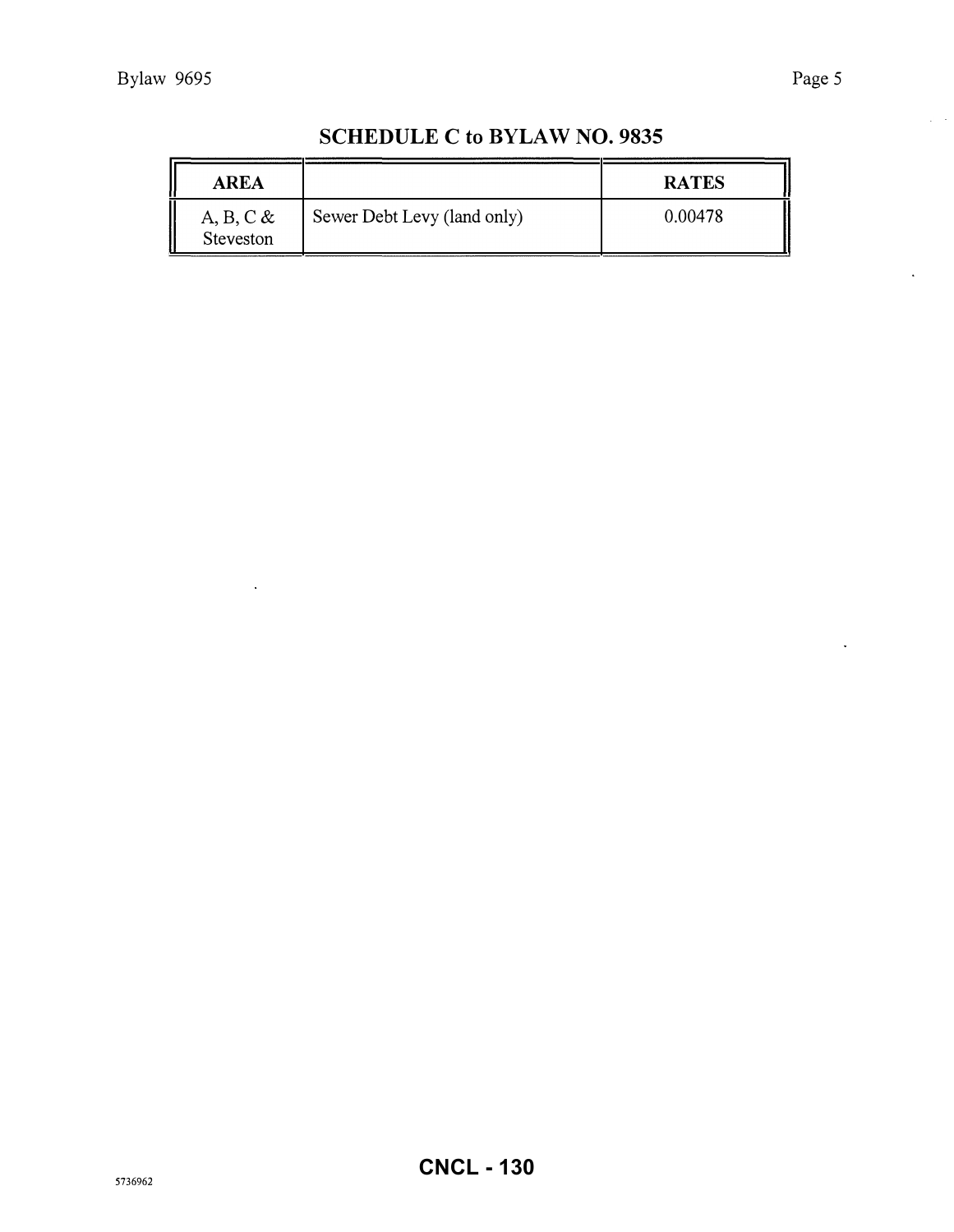## SCHEDULE C to BYLAW NO. 9835

| AREA | | RATES |
|---|---|---|
| A, B, C & Steveston | Sewer Debt Levy (land only) | 0.00478 |